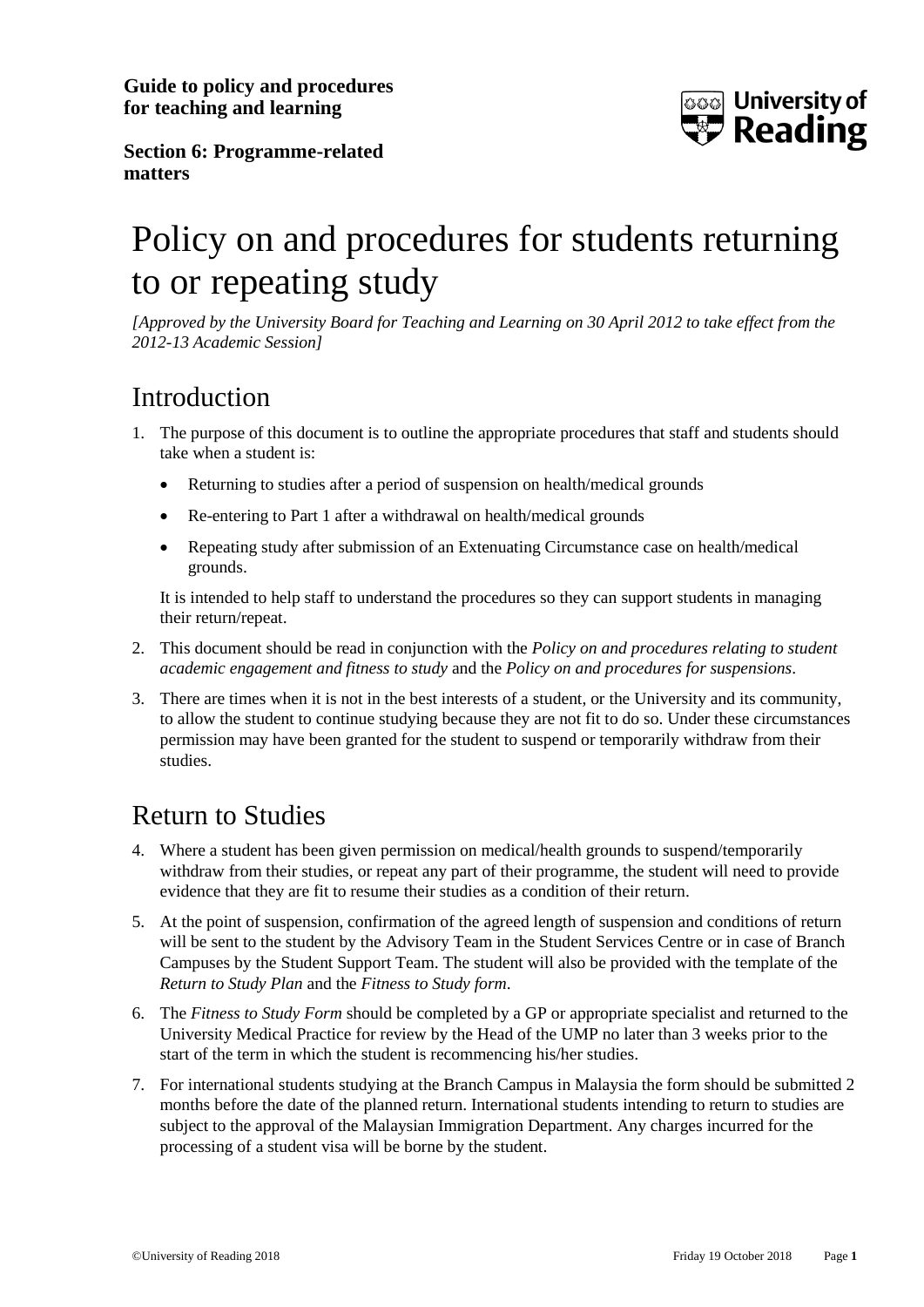**Guide to policy and procedures for teaching and learning**

**Section 6: Programme-related matters**

# Policy on and procedures for students returning to or repeating study

*[Approved by the University Board for Teaching and Learning on 30 April 2012 to take effect from the 2012-13 Academic Session]*

## Introduction

1. The purpose of this document is to outline the appropriate procedures that staff and students should take when a student is:

   - Returning to studies after a period of suspension on health/medical grounds
   - Re-entering to Part 1 after a withdrawal on health/medical grounds
   - Repeating study after submission of an Extenuating Circumstance case on health/medical grounds.

   It is intended to help staff to understand the procedures so they can support students in managing their return/repeat.

2. This document should be read in conjunction with the *Policy on and procedures relating to student academic engagement and fitness to study* and the *Policy on and procedures for suspensions*.

3. There are times when it is not in the best interests of a student, or the University and its community, to allow the student to continue studying because they are not fit to do so. Under these circumstances permission may have been granted for the student to suspend or temporarily withdraw from their studies.

## Return to Studies

4. Where a student has been given permission on medical/health grounds to suspend/temporarily withdraw from their studies, or repeat any part of their programme, the student will need to provide evidence that they are fit to resume their studies as a condition of their return.

5. At the point of suspension, confirmation of the agreed length of suspension and conditions of return will be sent to the student by the Advisory Team in the Student Services Centre or in case of Branch Campuses by the Student Support Team. The student will also be provided with the template of the *Return to Study Plan* and the *Fitness to Study form*.

6. The *Fitness to Study Form* should be completed by a GP or appropriate specialist and returned to the University Medical Practice for review by the Head of the UMP no later than 3 weeks prior to the start of the term in which the student is recommencing his/her studies.

7. For international students studying at the Branch Campus in Malaysia the form should be submitted 2 months before the date of the planned return. International students intending to return to studies are subject to the approval of the Malaysian Immigration Department. Any charges incurred for the processing of a student visa will be borne by the student.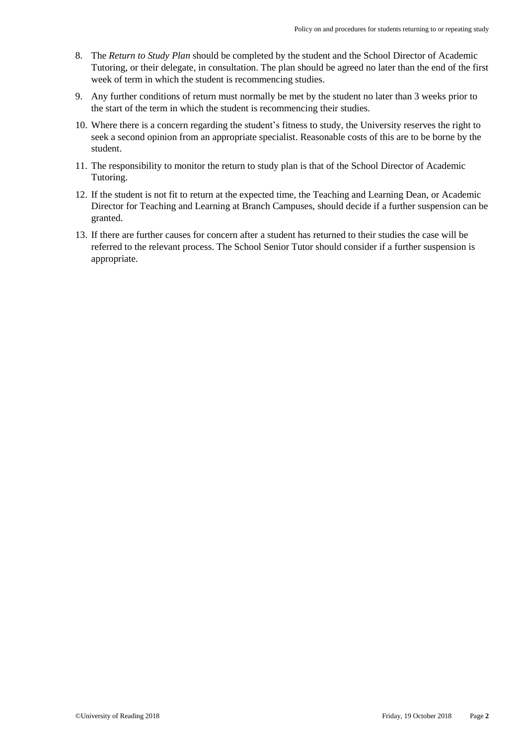8. The *Return to Study Plan* should be completed by the student and the School Director of Academic Tutoring, or their delegate, in consultation. The plan should be agreed no later than the end of the first week of term in which the student is recommencing studies.
9. Any further conditions of return must normally be met by the student no later than 3 weeks prior to the start of the term in which the student is recommencing their studies.
10. Where there is a concern regarding the student's fitness to study, the University reserves the right to seek a second opinion from an appropriate specialist. Reasonable costs of this are to be borne by the student.
11. The responsibility to monitor the return to study plan is that of the School Director of Academic Tutoring.
12. If the student is not fit to return at the expected time, the Teaching and Learning Dean, or Academic Director for Teaching and Learning at Branch Campuses, should decide if a further suspension can be granted.
13. If there are further causes for concern after a student has returned to their studies the case will be referred to the relevant process. The School Senior Tutor should consider if a further suspension is appropriate.